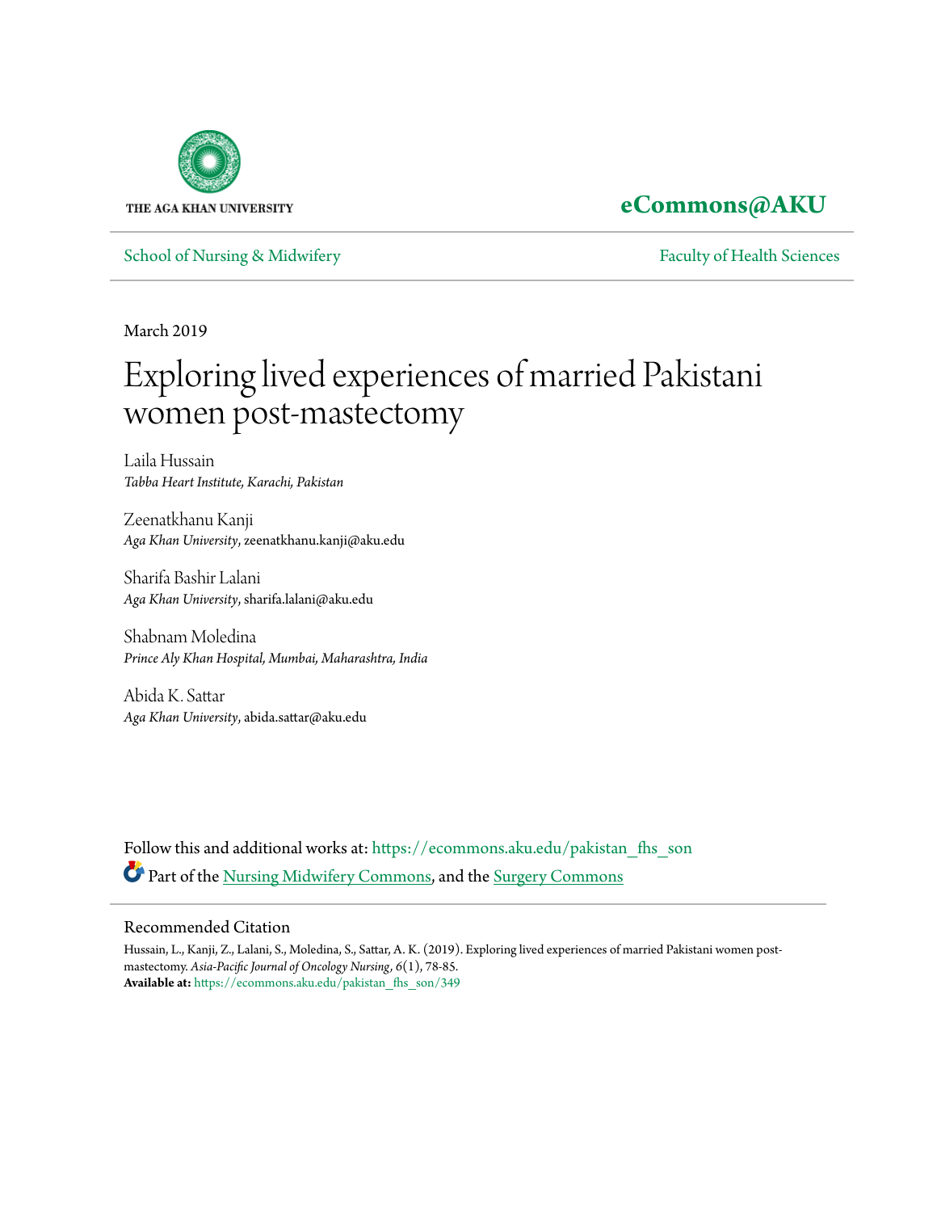THE AGA KHAN UNIVERSITY

**eCommons@AKU**

School of Nursing & Midwifery | Faculty of Health Sciences

March 2019

# Exploring lived experiences of married Pakistani women post-mastectomy

Laila Hussain
*Tabba Heart Institute, Karachi, Pakistan*

Zeenatkhanu Kanji
*Aga Khan University*, zeenatkhanu.kanji@aku.edu

Sharifa Bashir Lalani
*Aga Khan University*, sharifa.lalani@aku.edu

Shabnam Moledina
*Prince Aly Khan Hospital, Mumbai, Maharashtra, India*

Abida K. Sattar
*Aga Khan University*, abida.sattar@aku.edu

Follow this and additional works at: https://ecommons.aku.edu/pakistan_fhs_son

Part of the Nursing Midwifery Commons, and the Surgery Commons

## Recommended Citation

Hussain, L., Kanji, Z., Lalani, S., Moledina, S., Sattar, A. K. (2019). Exploring lived experiences of married Pakistani women post-mastectomy. *Asia-Pacific Journal of Oncology Nursing*, *6*(1), 78-85.
**Available at:** https://ecommons.aku.edu/pakistan_fhs_son/349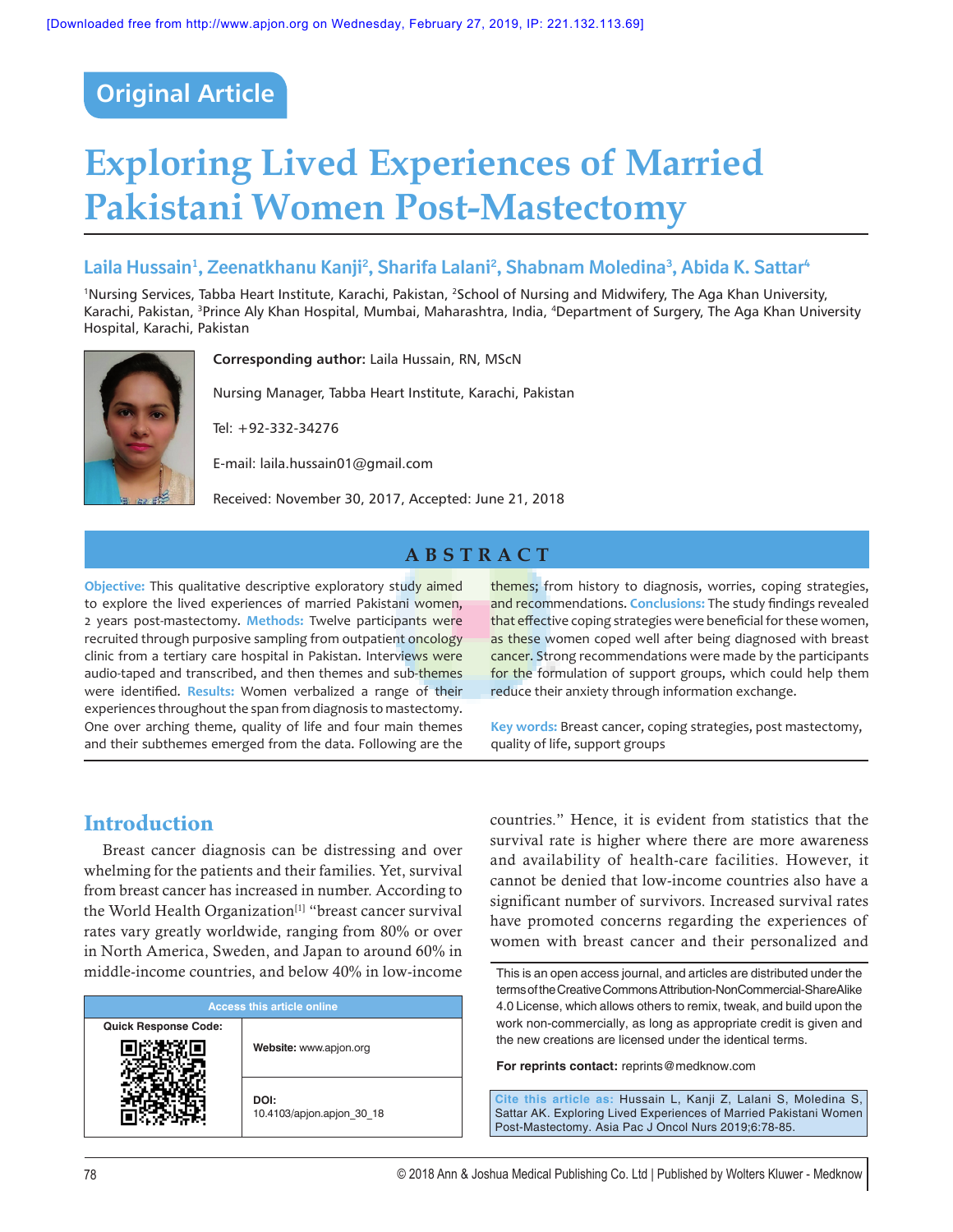# Original Article

# Exploring Lived Experiences of Married Pakistani Women Post-Mastectomy

**Laila Hussain[1], Zeenatkhanu Kanji[2], Sharifa Lalani[2], Shabnam Moledina[3], Abida K. Sattar[4]**

[1]Nursing Services, Tabba Heart Institute, Karachi, Pakistan, [2]School of Nursing and Midwifery, The Aga Khan University, Karachi, Pakistan, [3]Prince Aly Khan Hospital, Mumbai, Maharashtra, India, [4]Department of Surgery, The Aga Khan University Hospital, Karachi, Pakistan

**Corresponding author:** Laila Hussain, RN, MScN

Nursing Manager, Tabba Heart Institute, Karachi, Pakistan

Tel: +92-332-34276

E-mail: laila.hussain01@gmail.com

Received: November 30, 2017, Accepted: June 21, 2018

## ABSTRACT

**Objective:** This qualitative descriptive exploratory study aimed to explore the lived experiences of married Pakistani women, 2 years post-mastectomy. **Methods:** Twelve participants were recruited through purposive sampling from outpatient oncology clinic from a tertiary care hospital in Pakistan. Interviews were audio-taped and transcribed, and then themes and sub-themes were identified. **Results:** Women verbalized a range of their experiences throughout the span from diagnosis to mastectomy. One over arching theme, quality of life and four main themes and their subthemes emerged from the data. Following are the themes; from history to diagnosis, worries, coping strategies, and recommendations. **Conclusions:** The study findings revealed that effective coping strategies were beneficial for these women, as these women coped well after being diagnosed with breast cancer. Strong recommendations were made by the participants for the formulation of support groups, which could help them reduce their anxiety through information exchange.

**Key words:** Breast cancer, coping strategies, post mastectomy, quality of life, support groups

## Introduction

Breast cancer diagnosis can be distressing and over whelming for the patients and their families. Yet, survival from breast cancer has increased in number. According to the World Health Organization[1] "breast cancer survival rates vary greatly worldwide, ranging from 80% or over in North America, Sweden, and Japan to around 60% in middle-income countries, and below 40% in low-income countries." Hence, it is evident from statistics that the survival rate is higher where there are more awareness and availability of health-care facilities. However, it cannot be denied that low-income countries also have a significant number of survivors. Increased survival rates have promoted concerns regarding the experiences of women with breast cancer and their personalized and

| Access this article online | |
|---|---|
| Quick Response Code: | Website: www.apjon.org |
| | DOI: 10.4103/apjon.apjon_30_18 |

This is an open access journal, and articles are distributed under the terms of the Creative Commons Attribution-NonCommercial-ShareAlike 4.0 License, which allows others to remix, tweak, and build upon the work non-commercially, as long as appropriate credit is given and the new creations are licensed under the identical terms.

**For reprints contact:** reprints@medknow.com

**Cite this article as:** Hussain L, Kanji Z, Lalani S, Moledina S, Sattar AK. Exploring Lived Experiences of Married Pakistani Women Post-Mastectomy. Asia Pac J Oncol Nurs 2019;6:78-85.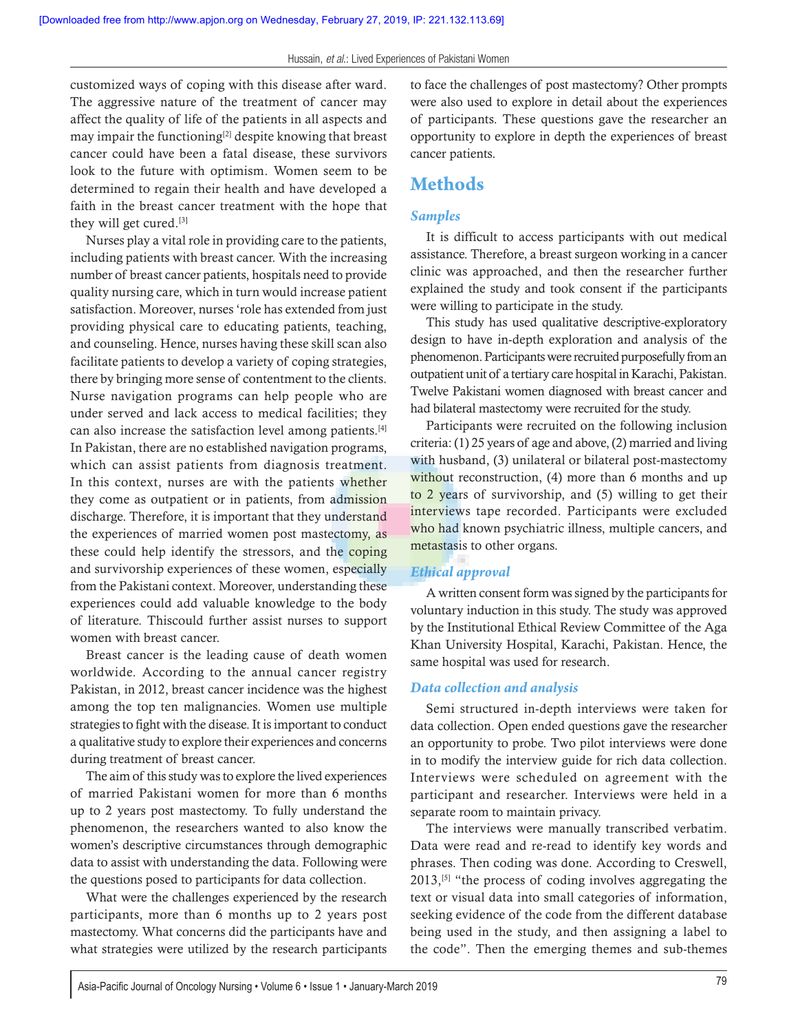customized ways of coping with this disease after ward. The aggressive nature of the treatment of cancer may affect the quality of life of the patients in all aspects and may impair the functioning[2] despite knowing that breast cancer could have been a fatal disease, these survivors look to the future with optimism. Women seem to be determined to regain their health and have developed a faith in the breast cancer treatment with the hope that they will get cured.[3]

Nurses play a vital role in providing care to the patients, including patients with breast cancer. With the increasing number of breast cancer patients, hospitals need to provide quality nursing care, which in turn would increase patient satisfaction. Moreover, nurses 'role has extended from just providing physical care to educating patients, teaching, and counseling. Hence, nurses having these skill scan also facilitate patients to develop a variety of coping strategies, there by bringing more sense of contentment to the clients. Nurse navigation programs can help people who are under served and lack access to medical facilities; they can also increase the satisfaction level among patients.[4] In Pakistan, there are no established navigation programs, which can assist patients from diagnosis treatment. In this context, nurses are with the patients whether they come as outpatient or in patients, from admission discharge. Therefore, it is important that they understand the experiences of married women post mastectomy, as these could help identify the stressors, and the coping and survivorship experiences of these women, especially from the Pakistani context. Moreover, understanding these experiences could add valuable knowledge to the body of literature. Thiscould further assist nurses to support women with breast cancer.

Breast cancer is the leading cause of death women worldwide. According to the annual cancer registry Pakistan, in 2012, breast cancer incidence was the highest among the top ten malignancies. Women use multiple strategies to fight with the disease. It is important to conduct a qualitative study to explore their experiences and concerns during treatment of breast cancer.

The aim of this study was to explore the lived experiences of married Pakistani women for more than 6 months up to 2 years post mastectomy. To fully understand the phenomenon, the researchers wanted to also know the women's descriptive circumstances through demographic data to assist with understanding the data. Following were the questions posed to participants for data collection.

What were the challenges experienced by the research participants, more than 6 months up to 2 years post mastectomy. What concerns did the participants have and what strategies were utilized by the research participants to face the challenges of post mastectomy? Other prompts were also used to explore in detail about the experiences of participants. These questions gave the researcher an opportunity to explore in depth the experiences of breast cancer patients.

# Methods

### *Samples*

It is difficult to access participants with out medical assistance. Therefore, a breast surgeon working in a cancer clinic was approached, and then the researcher further explained the study and took consent if the participants were willing to participate in the study.

This study has used qualitative descriptive-exploratory design to have in-depth exploration and analysis of the phenomenon. Participants were recruited purposefully from an outpatient unit of a tertiary care hospital in Karachi, Pakistan. Twelve Pakistani women diagnosed with breast cancer and had bilateral mastectomy were recruited for the study.

Participants were recruited on the following inclusion criteria: (1) 25 years of age and above, (2) married and living with husband, (3) unilateral or bilateral post-mastectomy without reconstruction, (4) more than 6 months and up to 2 years of survivorship, and (5) willing to get their interviews tape recorded. Participants were excluded who had known psychiatric illness, multiple cancers, and metastasis to other organs.

### *Ethical approval*

A written consent form was signed by the participants for voluntary induction in this study. The study was approved by the Institutional Ethical Review Committee of the Aga Khan University Hospital, Karachi, Pakistan. Hence, the same hospital was used for research.

### *Data collection and analysis*

Semi structured in-depth interviews were taken for data collection. Open ended questions gave the researcher an opportunity to probe. Two pilot interviews were done in to modify the interview guide for rich data collection. Interviews were scheduled on agreement with the participant and researcher. Interviews were held in a separate room to maintain privacy.

The interviews were manually transcribed verbatim. Data were read and re-read to identify key words and phrases. Then coding was done. According to Creswell, 2013,[5] "the process of coding involves aggregating the text or visual data into small categories of information, seeking evidence of the code from the different database being used in the study, and then assigning a label to the code". Then the emerging themes and sub-themes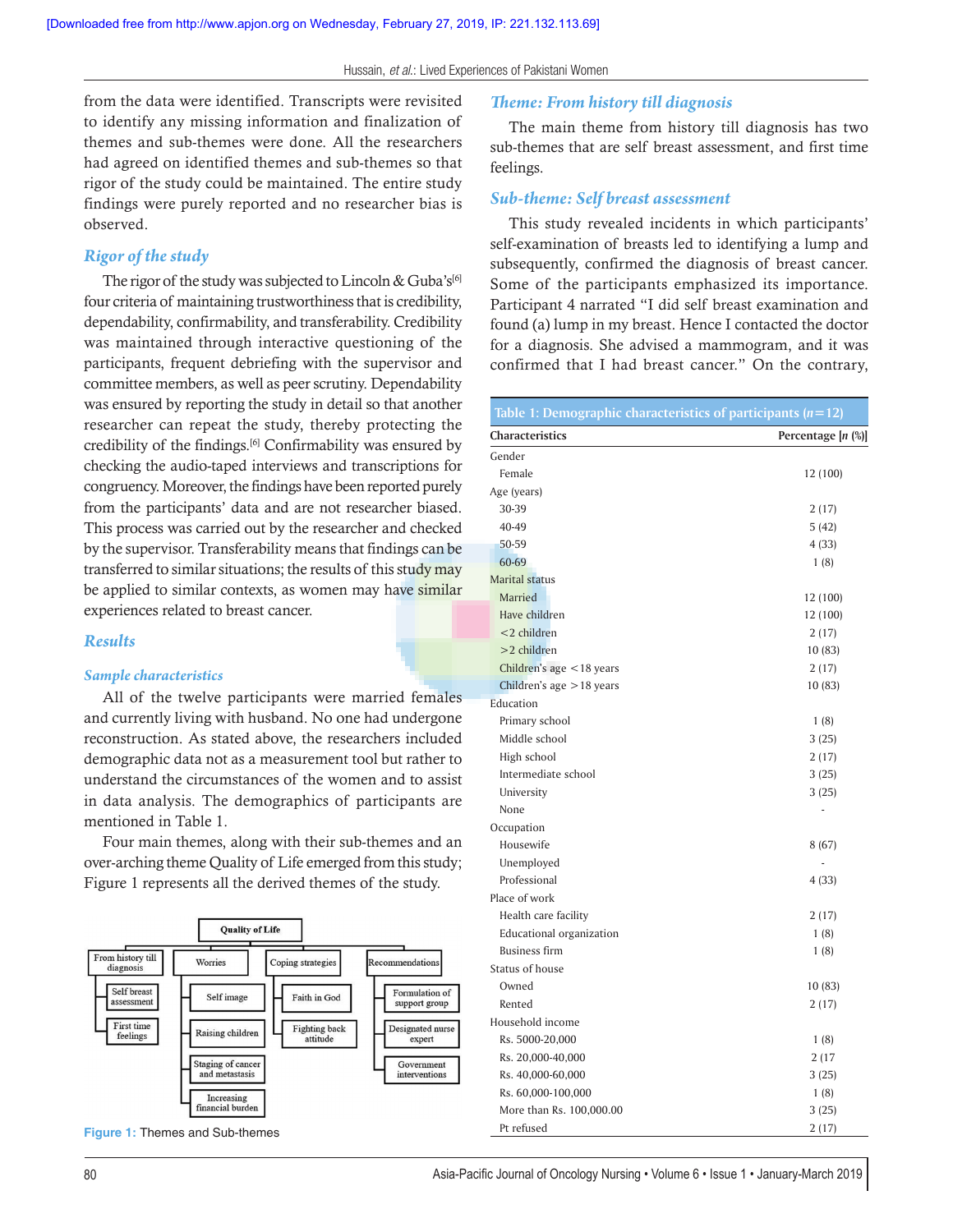from the data were identified. Transcripts were revisited to identify any missing information and finalization of themes and sub-themes were done. All the researchers had agreed on identified themes and sub-themes so that rigor of the study could be maintained. The entire study findings were purely reported and no researcher bias is observed.

### *Rigor of the study*

The rigor of the study was subjected to Lincoln & Guba's[6] four criteria of maintaining trustworthiness that is credibility, dependability, confirmability, and transferability. Credibility was maintained through interactive questioning of the participants, frequent debriefing with the supervisor and committee members, as well as peer scrutiny. Dependability was ensured by reporting the study in detail so that another researcher can repeat the study, thereby protecting the credibility of the findings.[6] Confirmability was ensured by checking the audio-taped interviews and transcriptions for congruency. Moreover, the findings have been reported purely from the participants' data and are not researcher biased. This process was carried out by the researcher and checked by the supervisor. Transferability means that findings can be transferred to similar situations; the results of this study may be applied to similar contexts, as women may have similar experiences related to breast cancer.

## *Results*

### *Sample characteristics*

All of the twelve participants were married females and currently living with husband. No one had undergone reconstruction. As stated above, the researchers included demographic data not as a measurement tool but rather to understand the circumstances of the women and to assist in data analysis. The demographics of participants are mentioned in Table 1.

Four main themes, along with their sub-themes and an over-arching theme Quality of Life emerged from this study; Figure 1 represents all the derived themes of the study.

Quality of Life
- From history till diagnosis
  - Self breast assessment
  - First time feelings
- Worries
  - Self image
  - Raising children
  - Staging of cancer and metastasis
  - Increasing financial burden
- Coping strategies
  - Faith in God
  - Fighting back attitude
- Recommendations
  - Formulation of support group
  - Designated nurse expert
  - Government interventions

**Figure 1:** Themes and Sub-themes

### *Theme: From history till diagnosis*

The main theme from history till diagnosis has two sub-themes that are self breast assessment, and first time feelings.

### *Sub-theme: Self breast assessment*

This study revealed incidents in which participants' self-examination of breasts led to identifying a lump and subsequently, confirmed the diagnosis of breast cancer. Some of the participants emphasized its importance. Participant 4 narrated "I did self breast examination and found (a) lump in my breast. Hence I contacted the doctor for a diagnosis. She advised a mammogram, and it was confirmed that I had breast cancer." On the contrary,

**Table 1: Demographic characteristics of participants ($n$=12)**

| Characteristics | Percentage [$n$ (%)] |
|---|---|
| Gender | |
| Female | 12 (100) |
| Age (years) | |
| 30-39 | 2 (17) |
| 40-49 | 5 (42) |
| 50-59 | 4 (33) |
| 60-69 | 1 (8) |
| Marital status | |
| Married | 12 (100) |
| Have children | 12 (100) |
| <2 children | 2 (17) |
| >2 children | 10 (83) |
| Children's age <18 years | 2 (17) |
| Children's age >18 years | 10 (83) |
| Education | |
| Primary school | 1 (8) |
| Middle school | 3 (25) |
| High school | 2 (17) |
| Intermediate school | 3 (25) |
| University | 3 (25) |
| None | - |
| Occupation | |
| Housewife | 8 (67) |
| Unemployed | - |
| Professional | 4 (33) |
| Place of work | |
| Health care facility | 2 (17) |
| Educational organization | 1 (8) |
| Business firm | 1 (8) |
| Status of house | |
| Owned | 10 (83) |
| Rented | 2 (17) |
| Household income | |
| Rs. 5000-20,000 | 1 (8) |
| Rs. 20,000-40,000 | 2 (17 |
| Rs. 40,000-60,000 | 3 (25) |
| Rs. 60,000-100,000 | 1 (8) |
| More than Rs. 100,000.00 | 3 (25) |
| Pt refused | 2 (17) |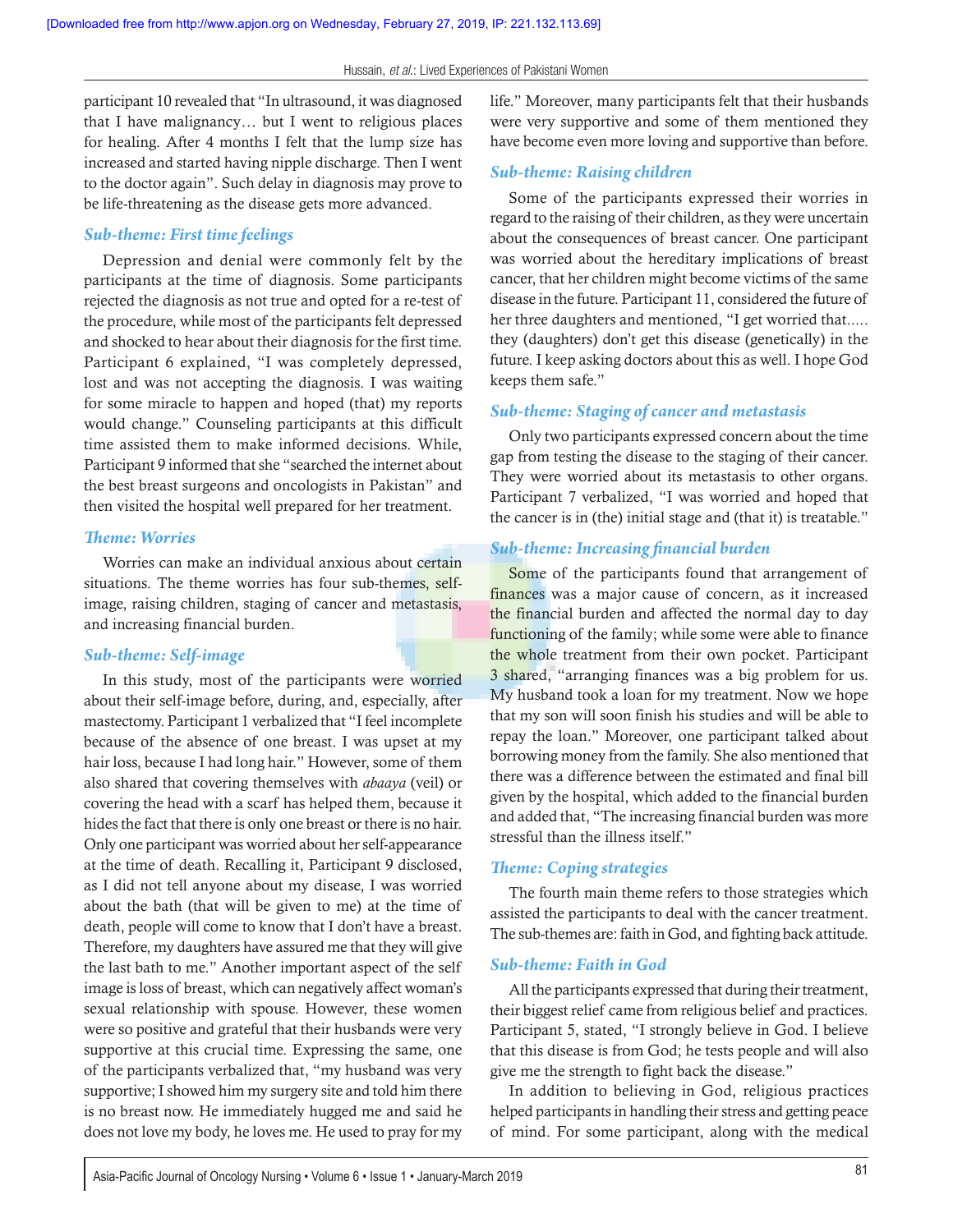participant 10 revealed that "In ultrasound, it was diagnosed that I have malignancy… but I went to religious places for healing. After 4 months I felt that the lump size has increased and started having nipple discharge. Then I went to the doctor again". Such delay in diagnosis may prove to be life-threatening as the disease gets more advanced.

### *Sub-theme: First time feelings*

Depression and denial were commonly felt by the participants at the time of diagnosis. Some participants rejected the diagnosis as not true and opted for a re-test of the procedure, while most of the participants felt depressed and shocked to hear about their diagnosis for the first time. Participant 6 explained, "I was completely depressed, lost and was not accepting the diagnosis. I was waiting for some miracle to happen and hoped (that) my reports would change." Counseling participants at this difficult time assisted them to make informed decisions. While, Participant 9 informed that she "searched the internet about the best breast surgeons and oncologists in Pakistan" and then visited the hospital well prepared for her treatment.

## *Theme: Worries*

Worries can make an individual anxious about certain situations. The theme worries has four sub-themes, self-image, raising children, staging of cancer and metastasis, and increasing financial burden.

### *Sub-theme: Self-image*

In this study, most of the participants were worried about their self-image before, during, and, especially, after mastectomy. Participant 1 verbalized that "I feel incomplete because of the absence of one breast. I was upset at my hair loss, because I had long hair." However, some of them also shared that covering themselves with *abaaya* (veil) or covering the head with a scarf has helped them, because it hides the fact that there is only one breast or there is no hair. Only one participant was worried about her self-appearance at the time of death. Recalling it, Participant 9 disclosed, as I did not tell anyone about my disease, I was worried about the bath (that will be given to me) at the time of death, people will come to know that I don't have a breast. Therefore, my daughters have assured me that they will give the last bath to me." Another important aspect of the self image is loss of breast, which can negatively affect woman's sexual relationship with spouse. However, these women were so positive and grateful that their husbands were very supportive at this crucial time. Expressing the same, one of the participants verbalized that, "my husband was very supportive; I showed him my surgery site and told him there is no breast now. He immediately hugged me and said he does not love my body, he loves me. He used to pray for my life." Moreover, many participants felt that their husbands were very supportive and some of them mentioned they have become even more loving and supportive than before.

### *Sub-theme: Raising children*

Some of the participants expressed their worries in regard to the raising of their children, as they were uncertain about the consequences of breast cancer. One participant was worried about the hereditary implications of breast cancer, that her children might become victims of the same disease in the future. Participant 11, considered the future of her three daughters and mentioned, "I get worried that..... they (daughters) don't get this disease (genetically) in the future. I keep asking doctors about this as well. I hope God keeps them safe."

### *Sub-theme: Staging of cancer and metastasis*

Only two participants expressed concern about the time gap from testing the disease to the staging of their cancer. They were worried about its metastasis to other organs. Participant 7 verbalized, "I was worried and hoped that the cancer is in (the) initial stage and (that it) is treatable."

### *Sub-theme: Increasing financial burden*

Some of the participants found that arrangement of finances was a major cause of concern, as it increased the financial burden and affected the normal day to day functioning of the family; while some were able to finance the whole treatment from their own pocket. Participant 3 shared, "arranging finances was a big problem for us. My husband took a loan for my treatment. Now we hope that my son will soon finish his studies and will be able to repay the loan." Moreover, one participant talked about borrowing money from the family. She also mentioned that there was a difference between the estimated and final bill given by the hospital, which added to the financial burden and added that, "The increasing financial burden was more stressful than the illness itself."

## *Theme: Coping strategies*

The fourth main theme refers to those strategies which assisted the participants to deal with the cancer treatment. The sub-themes are: faith in God, and fighting back attitude.

### *Sub-theme: Faith in God*

All the participants expressed that during their treatment, their biggest relief came from religious belief and practices. Participant 5, stated, "I strongly believe in God. I believe that this disease is from God; he tests people and will also give me the strength to fight back the disease."

In addition to believing in God, religious practices helped participants in handling their stress and getting peace of mind. For some participant, along with the medical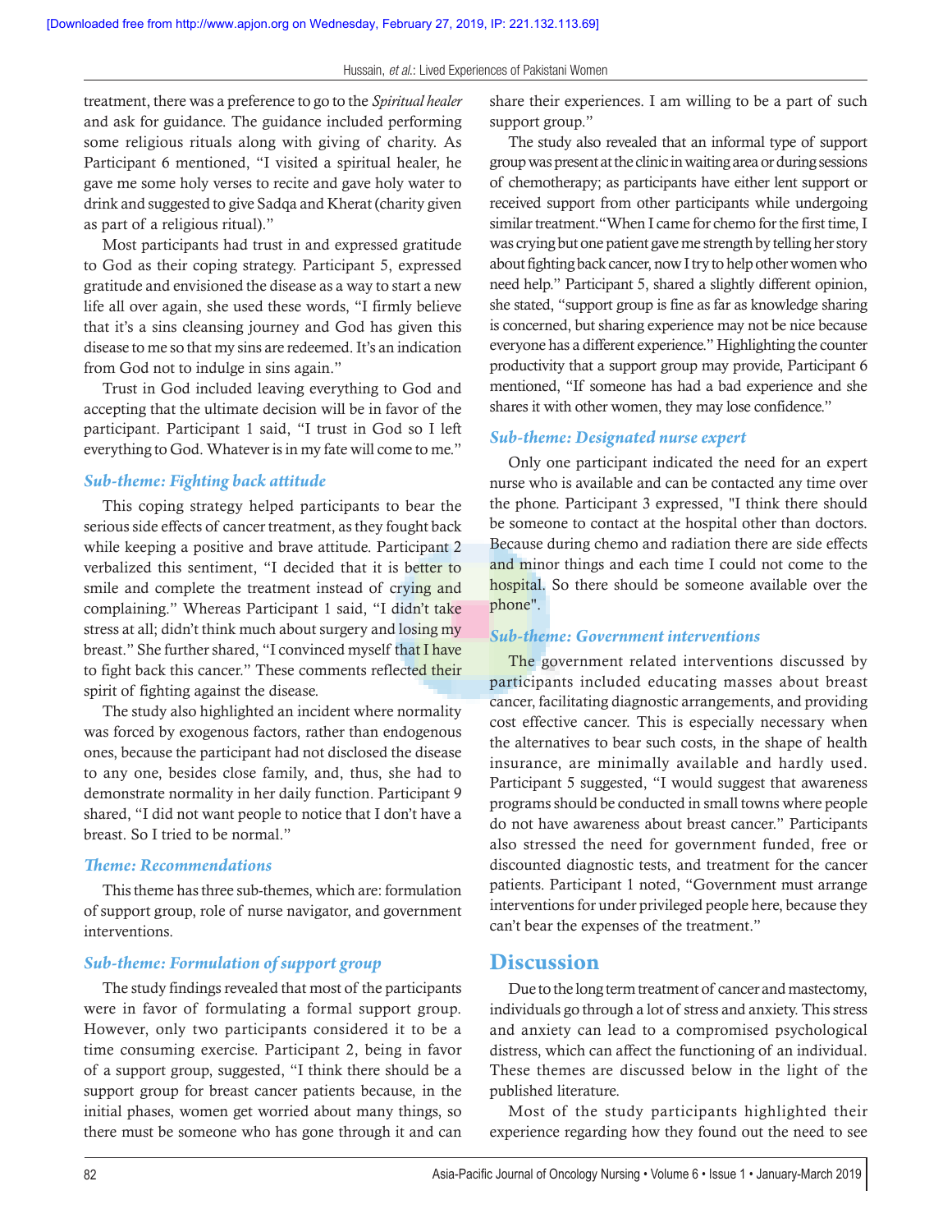treatment, there was a preference to go to the *Spiritual healer* and ask for guidance. The guidance included performing some religious rituals along with giving of charity. As Participant 6 mentioned, "I visited a spiritual healer, he gave me some holy verses to recite and gave holy water to drink and suggested to give Sadqa and Kherat (charity given as part of a religious ritual)."

Most participants had trust in and expressed gratitude to God as their coping strategy. Participant 5, expressed gratitude and envisioned the disease as a way to start a new life all over again, she used these words, "I firmly believe that it's a sins cleansing journey and God has given this disease to me so that my sins are redeemed. It's an indication from God not to indulge in sins again."

Trust in God included leaving everything to God and accepting that the ultimate decision will be in favor of the participant. Participant 1 said, "I trust in God so I left everything to God. Whatever is in my fate will come to me."

### *Sub-theme: Fighting back attitude*

This coping strategy helped participants to bear the serious side effects of cancer treatment, as they fought back while keeping a positive and brave attitude. Participant 2 verbalized this sentiment, "I decided that it is better to smile and complete the treatment instead of crying and complaining." Whereas Participant 1 said, "I didn't take stress at all; didn't think much about surgery and losing my breast." She further shared, "I convinced myself that I have to fight back this cancer." These comments reflected their spirit of fighting against the disease.

The study also highlighted an incident where normality was forced by exogenous factors, rather than endogenous ones, because the participant had not disclosed the disease to any one, besides close family, and, thus, she had to demonstrate normality in her daily function. Participant 9 shared, "I did not want people to notice that I don't have a breast. So I tried to be normal."

### *Theme: Recommendations*

This theme has three sub-themes, which are: formulation of support group, role of nurse navigator, and government interventions.

### *Sub-theme: Formulation of support group*

The study findings revealed that most of the participants were in favor of formulating a formal support group. However, only two participants considered it to be a time consuming exercise. Participant 2, being in favor of a support group, suggested, "I think there should be a support group for breast cancer patients because, in the initial phases, women get worried about many things, so there must be someone who has gone through it and can share their experiences. I am willing to be a part of such support group."

The study also revealed that an informal type of support group was present at the clinic in waiting area or during sessions of chemotherapy; as participants have either lent support or received support from other participants while undergoing similar treatment. "When I came for chemo for the first time, I was crying but one patient gave me strength by telling her story about fighting back cancer, now I try to help other women who need help." Participant 5, shared a slightly different opinion, she stated, "support group is fine as far as knowledge sharing is concerned, but sharing experience may not be nice because everyone has a different experience." Highlighting the counter productivity that a support group may provide, Participant 6 mentioned, "If someone has had a bad experience and she shares it with other women, they may lose confidence."

### *Sub-theme: Designated nurse expert*

Only one participant indicated the need for an expert nurse who is available and can be contacted any time over the phone. Participant 3 expressed, "I think there should be someone to contact at the hospital other than doctors. Because during chemo and radiation there are side effects and minor things and each time I could not come to the hospital. So there should be someone available over the phone".

### *Sub-theme: Government interventions*

The government related interventions discussed by participants included educating masses about breast cancer, facilitating diagnostic arrangements, and providing cost effective cancer. This is especially necessary when the alternatives to bear such costs, in the shape of health insurance, are minimally available and hardly used. Participant 5 suggested, "I would suggest that awareness programs should be conducted in small towns where people do not have awareness about breast cancer." Participants also stressed the need for government funded, free or discounted diagnostic tests, and treatment for the cancer patients. Participant 1 noted, "Government must arrange interventions for under privileged people here, because they can't bear the expenses of the treatment."

## Discussion

Due to the long term treatment of cancer and mastectomy, individuals go through a lot of stress and anxiety. This stress and anxiety can lead to a compromised psychological distress, which can affect the functioning of an individual. These themes are discussed below in the light of the published literature.

Most of the study participants highlighted their experience regarding how they found out the need to see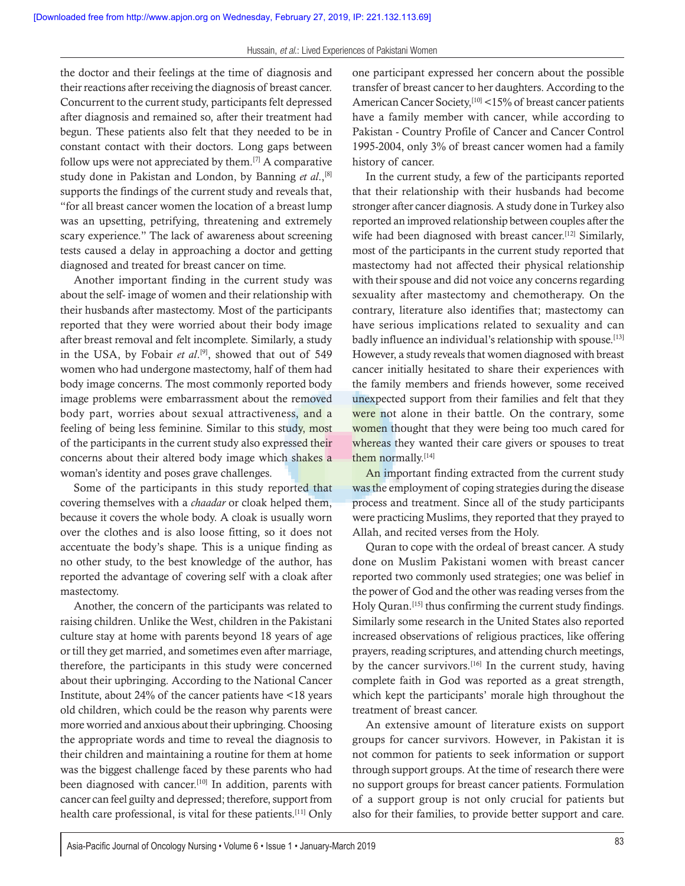the doctor and their feelings at the time of diagnosis and their reactions after receiving the diagnosis of breast cancer. Concurrent to the current study, participants felt depressed after diagnosis and remained so, after their treatment had begun. These patients also felt that they needed to be in constant contact with their doctors. Long gaps between follow ups were not appreciated by them.[7] A comparative study done in Pakistan and London, by Banning *et al.*,[8] supports the findings of the current study and reveals that, "for all breast cancer women the location of a breast lump was an upsetting, petrifying, threatening and extremely scary experience." The lack of awareness about screening tests caused a delay in approaching a doctor and getting diagnosed and treated for breast cancer on time.

Another important finding in the current study was about the self- image of women and their relationship with their husbands after mastectomy. Most of the participants reported that they were worried about their body image after breast removal and felt incomplete. Similarly, a study in the USA, by Fobair *et al*.[9], showed that out of 549 women who had undergone mastectomy, half of them had body image concerns. The most commonly reported body image problems were embarrassment about the removed body part, worries about sexual attractiveness, and a feeling of being less feminine. Similar to this study, most of the participants in the current study also expressed their concerns about their altered body image which shakes a woman's identity and poses grave challenges.

Some of the participants in this study reported that covering themselves with a *chaadar* or cloak helped them, because it covers the whole body. A cloak is usually worn over the clothes and is also loose fitting, so it does not accentuate the body's shape. This is a unique finding as no other study, to the best knowledge of the author, has reported the advantage of covering self with a cloak after mastectomy.

Another, the concern of the participants was related to raising children. Unlike the West, children in the Pakistani culture stay at home with parents beyond 18 years of age or till they get married, and sometimes even after marriage, therefore, the participants in this study were concerned about their upbringing. According to the National Cancer Institute, about 24% of the cancer patients have <18 years old children, which could be the reason why parents were more worried and anxious about their upbringing. Choosing the appropriate words and time to reveal the diagnosis to their children and maintaining a routine for them at home was the biggest challenge faced by these parents who had been diagnosed with cancer.[10] In addition, parents with cancer can feel guilty and depressed; therefore, support from health care professional, is vital for these patients.[11] Only one participant expressed her concern about the possible transfer of breast cancer to her daughters. According to the American Cancer Society,[10] <15% of breast cancer patients have a family member with cancer, while according to Pakistan - Country Profile of Cancer and Cancer Control 1995-2004, only 3% of breast cancer women had a family history of cancer.

In the current study, a few of the participants reported that their relationship with their husbands had become stronger after cancer diagnosis. A study done in Turkey also reported an improved relationship between couples after the wife had been diagnosed with breast cancer.[12] Similarly, most of the participants in the current study reported that mastectomy had not affected their physical relationship with their spouse and did not voice any concerns regarding sexuality after mastectomy and chemotherapy. On the contrary, literature also identifies that; mastectomy can have serious implications related to sexuality and can badly influence an individual's relationship with spouse.[13] However, a study reveals that women diagnosed with breast cancer initially hesitated to share their experiences with the family members and friends however, some received unexpected support from their families and felt that they were not alone in their battle. On the contrary, some women thought that they were being too much cared for whereas they wanted their care givers or spouses to treat them normally.[14]

An important finding extracted from the current study was the employment of coping strategies during the disease process and treatment. Since all of the study participants were practicing Muslims, they reported that they prayed to Allah, and recited verses from the Holy.

Quran to cope with the ordeal of breast cancer. A study done on Muslim Pakistani women with breast cancer reported two commonly used strategies; one was belief in the power of God and the other was reading verses from the Holy Quran.[15] thus confirming the current study findings. Similarly some research in the United States also reported increased observations of religious practices, like offering prayers, reading scriptures, and attending church meetings, by the cancer survivors.[16] In the current study, having complete faith in God was reported as a great strength, which kept the participants' morale high throughout the treatment of breast cancer.

An extensive amount of literature exists on support groups for cancer survivors. However, in Pakistan it is not common for patients to seek information or support through support groups. At the time of research there were no support groups for breast cancer patients. Formulation of a support group is not only crucial for patients but also for their families, to provide better support and care.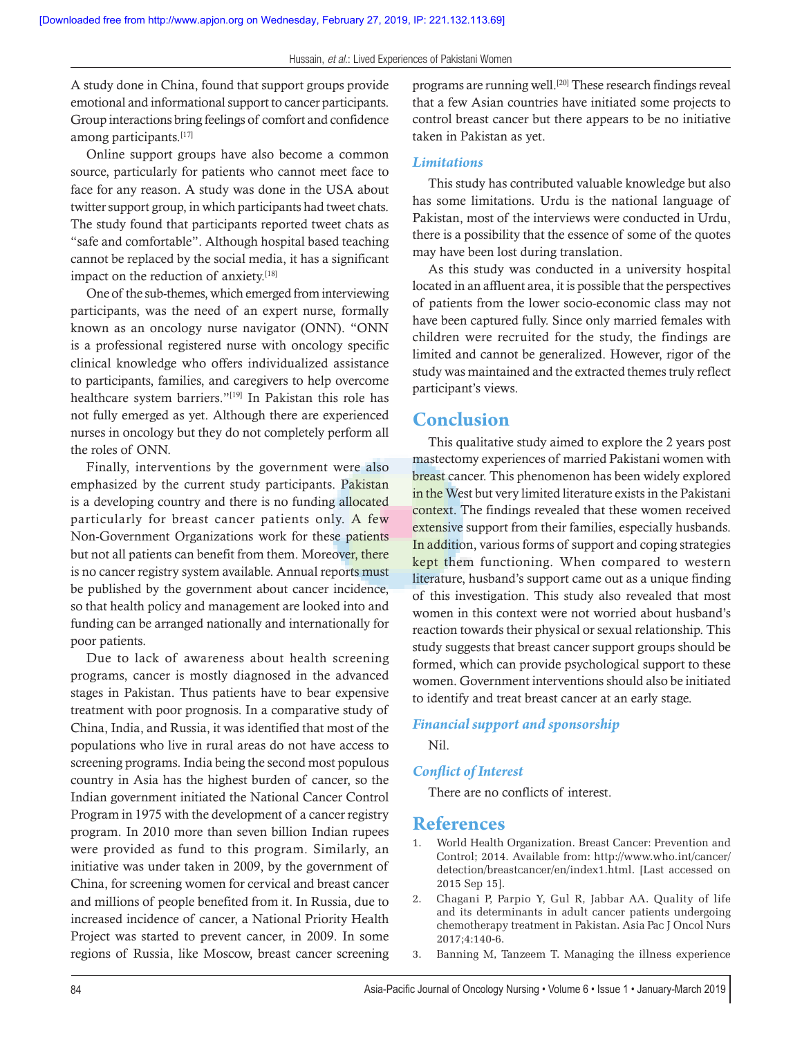A study done in China, found that support groups provide emotional and informational support to cancer participants. Group interactions bring feelings of comfort and confidence among participants.[17]

Online support groups have also become a common source, particularly for patients who cannot meet face to face for any reason. A study was done in the USA about twitter support group, in which participants had tweet chats. The study found that participants reported tweet chats as "safe and comfortable". Although hospital based teaching cannot be replaced by the social media, it has a significant impact on the reduction of anxiety.[18]

One of the sub-themes, which emerged from interviewing participants, was the need of an expert nurse, formally known as an oncology nurse navigator (ONN). "ONN is a professional registered nurse with oncology specific clinical knowledge who offers individualized assistance to participants, families, and caregivers to help overcome healthcare system barriers."[19] In Pakistan this role has not fully emerged as yet. Although there are experienced nurses in oncology but they do not completely perform all the roles of ONN.

Finally, interventions by the government were also emphasized by the current study participants. Pakistan is a developing country and there is no funding allocated particularly for breast cancer patients only. A few Non-Government Organizations work for these patients but not all patients can benefit from them. Moreover, there is no cancer registry system available. Annual reports must be published by the government about cancer incidence, so that health policy and management are looked into and funding can be arranged nationally and internationally for poor patients.

Due to lack of awareness about health screening programs, cancer is mostly diagnosed in the advanced stages in Pakistan. Thus patients have to bear expensive treatment with poor prognosis. In a comparative study of China, India, and Russia, it was identified that most of the populations who live in rural areas do not have access to screening programs. India being the second most populous country in Asia has the highest burden of cancer, so the Indian government initiated the National Cancer Control Program in 1975 with the development of a cancer registry program. In 2010 more than seven billion Indian rupees were provided as fund to this program. Similarly, an initiative was under taken in 2009, by the government of China, for screening women for cervical and breast cancer and millions of people benefited from it. In Russia, due to increased incidence of cancer, a National Priority Health Project was started to prevent cancer, in 2009. In some regions of Russia, like Moscow, breast cancer screening programs are running well.[20] These research findings reveal that a few Asian countries have initiated some projects to control breast cancer but there appears to be no initiative taken in Pakistan as yet.

### *Limitations*

This study has contributed valuable knowledge but also has some limitations. Urdu is the national language of Pakistan, most of the interviews were conducted in Urdu, there is a possibility that the essence of some of the quotes may have been lost during translation.

As this study was conducted in a university hospital located in an affluent area, it is possible that the perspectives of patients from the lower socio-economic class may not have been captured fully. Since only married females with children were recruited for the study, the findings are limited and cannot be generalized. However, rigor of the study was maintained and the extracted themes truly reflect participant's views.

## Conclusion

This qualitative study aimed to explore the 2 years post mastectomy experiences of married Pakistani women with breast cancer. This phenomenon has been widely explored in the West but very limited literature exists in the Pakistani context. The findings revealed that these women received extensive support from their families, especially husbands. In addition, various forms of support and coping strategies kept them functioning. When compared to western literature, husband's support came out as a unique finding of this investigation. This study also revealed that most women in this context were not worried about husband's reaction towards their physical or sexual relationship. This study suggests that breast cancer support groups should be formed, which can provide psychological support to these women. Government interventions should also be initiated to identify and treat breast cancer at an early stage.

### *Financial support and sponsorship*

Nil.

### *Conflict of Interest*

There are no conflicts of interest.

## References

1. World Health Organization. Breast Cancer: Prevention and Control; 2014. Available from: http://www.who.int/cancer/detection/breastcancer/en/index1.html. [Last accessed on 2015 Sep 15].
2. Chagani P, Parpio Y, Gul R, Jabbar AA. Quality of life and its determinants in adult cancer patients undergoing chemotherapy treatment in Pakistan. Asia Pac J Oncol Nurs 2017;4:140-6.
3. Banning M, Tanzeem T. Managing the illness experience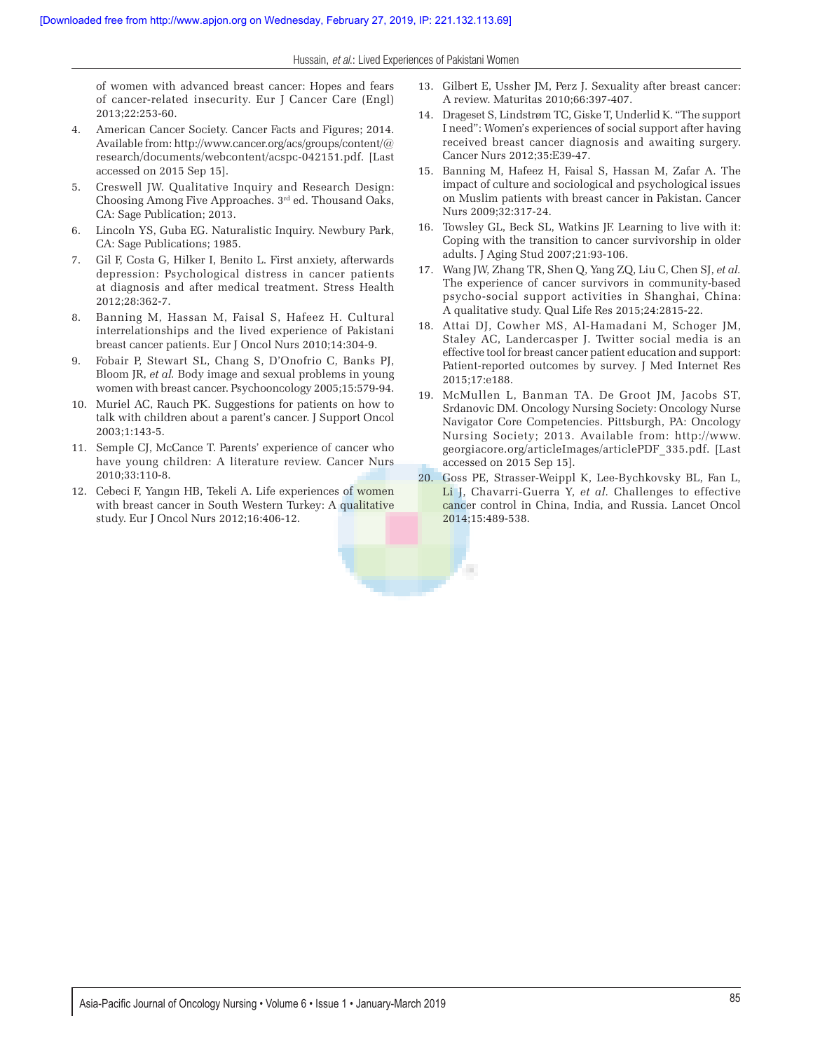of women with advanced breast cancer: Hopes and fears of cancer-related insecurity. Eur J Cancer Care (Engl) 2013;22:253-60.

4. American Cancer Society. Cancer Facts and Figures; 2014. Available from: http://www.cancer.org/acs/groups/content/@research/documents/webcontent/acspc-042151.pdf. [Last accessed on 2015 Sep 15].
5. Creswell JW. Qualitative Inquiry and Research Design: Choosing Among Five Approaches. 3rd ed. Thousand Oaks, CA: Sage Publication; 2013.
6. Lincoln YS, Guba EG. Naturalistic Inquiry. Newbury Park, CA: Sage Publications; 1985.
7. Gil F, Costa G, Hilker I, Benito L. First anxiety, afterwards depression: Psychological distress in cancer patients at diagnosis and after medical treatment. Stress Health 2012;28:362-7.
8. Banning M, Hassan M, Faisal S, Hafeez H. Cultural interrelationships and the lived experience of Pakistani breast cancer patients. Eur J Oncol Nurs 2010;14:304-9.
9. Fobair P, Stewart SL, Chang S, D'Onofrio C, Banks PJ, Bloom JR, *et al.* Body image and sexual problems in young women with breast cancer. Psychooncology 2005;15:579-94.
10. Muriel AC, Rauch PK. Suggestions for patients on how to talk with children about a parent's cancer. J Support Oncol 2003;1:143-5.
11. Semple CJ, McCance T. Parents' experience of cancer who have young children: A literature review. Cancer Nurs 2010;33:110-8.
12. Cebeci F, Yangın HB, Tekeli A. Life experiences of women with breast cancer in South Western Turkey: A qualitative study. Eur J Oncol Nurs 2012;16:406-12.
13. Gilbert E, Ussher JM, Perz J. Sexuality after breast cancer: A review. Maturitas 2010;66:397-407.
14. Drageset S, Lindstrøm TC, Giske T, Underlid K. "The support I need": Women's experiences of social support after having received breast cancer diagnosis and awaiting surgery. Cancer Nurs 2012;35:E39-47.
15. Banning M, Hafeez H, Faisal S, Hassan M, Zafar A. The impact of culture and sociological and psychological issues on Muslim patients with breast cancer in Pakistan. Cancer Nurs 2009;32:317-24.
16. Towsley GL, Beck SL, Watkins JF. Learning to live with it: Coping with the transition to cancer survivorship in older adults. J Aging Stud 2007;21:93-106.
17. Wang JW, Zhang TR, Shen Q, Yang ZQ, Liu C, Chen SJ, *et al.* The experience of cancer survivors in community-based psycho-social support activities in Shanghai, China: A qualitative study. Qual Life Res 2015;24:2815-22.
18. Attai DJ, Cowher MS, Al-Hamadani M, Schoger JM, Staley AC, Landercasper J. Twitter social media is an effective tool for breast cancer patient education and support: Patient-reported outcomes by survey. J Med Internet Res 2015;17:e188.
19. McMullen L, Banman TA. De Groot JM, Jacobs ST, Srdanovic DM. Oncology Nursing Society: Oncology Nurse Navigator Core Competencies. Pittsburgh, PA: Oncology Nursing Society; 2013. Available from: http://www.georgiacore.org/articleImages/articlePDF_335.pdf. [Last accessed on 2015 Sep 15].
20. Goss PE, Strasser-Weippl K, Lee-Bychkovsky BL, Fan L, Li J, Chavarri-Guerra Y, *et al.* Challenges to effective cancer control in China, India, and Russia. Lancet Oncol 2014;15:489-538.